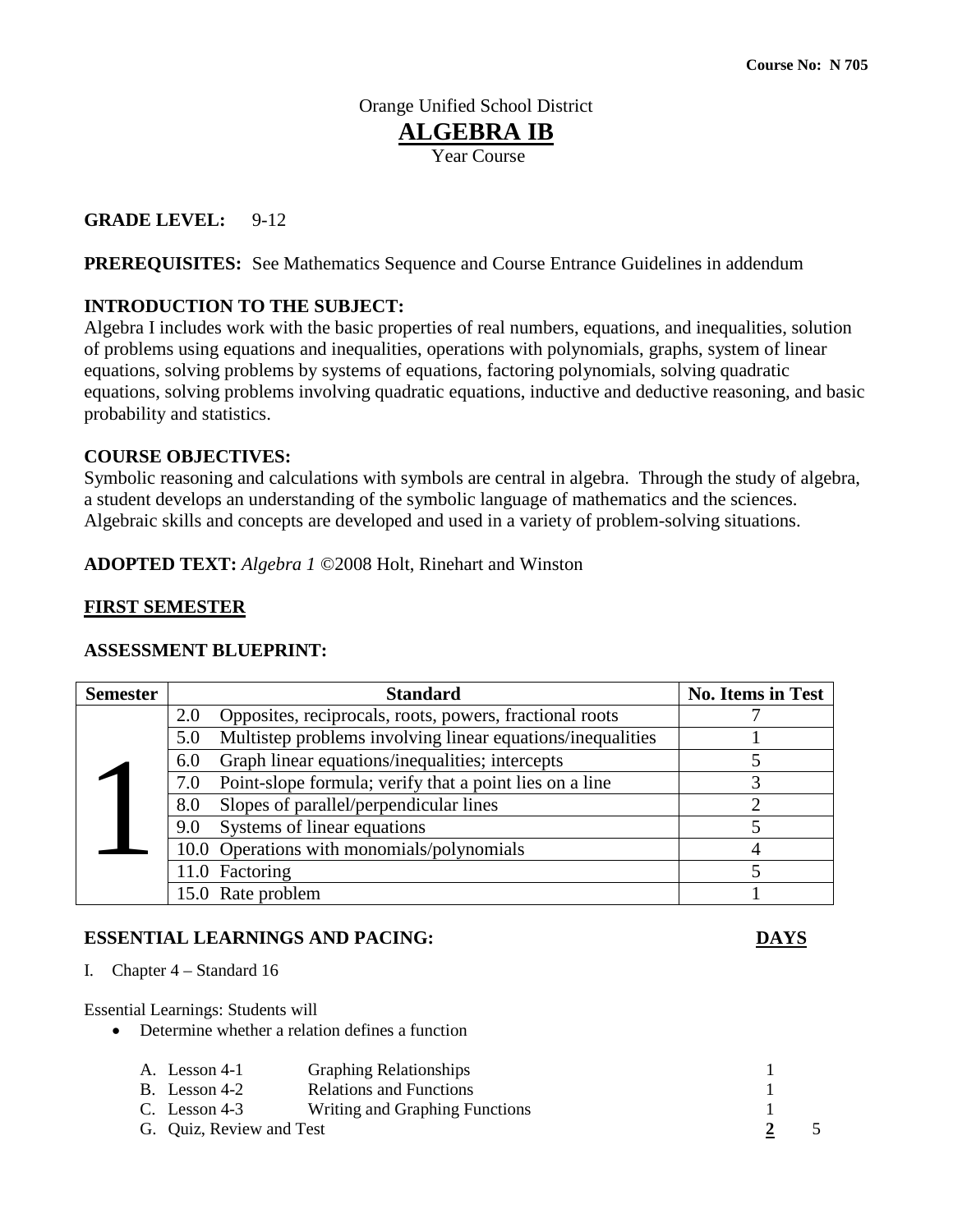Course No: N 705

Orange Unified School District

# ALGEBRA IB

Year Course

**GRADE LEVEL:** 9-12

**PREREQUISITES:** See Mathematics Sequence and Course Entrance Guidelines in addendum

**INTRODUCTION TO THE SUBJECT:**
Algebra I includes work with the basic properties of real numbers, equations, and inequalities, solution of problems using equations and inequalities, operations with polynomials, graphs, system of linear equations, solving problems by systems of equations, factoring polynomials, solving quadratic equations, solving problems involving quadratic equations, inductive and deductive reasoning, and basic probability and statistics.

**COURSE OBJECTIVES:**
Symbolic reasoning and calculations with symbols are central in algebra. Through the study of algebra, a student develops an understanding of the symbolic language of mathematics and the sciences. Algebraic skills and concepts are developed and used in a variety of problem-solving situations.

**ADOPTED TEXT:** *Algebra 1* ©2008 Holt, Rinehart and Winston

## FIRST SEMESTER

**ASSESSMENT BLUEPRINT:**

| Semester | Standard | No. Items in Test |
|---|---|---|
| 1 | 2.0 Opposites, reciprocals, roots, powers, fractional roots | 7 |
| | 5.0 Multistep problems involving linear equations/inequalities | 1 |
| | 6.0 Graph linear equations/inequalities; intercepts | 5 |
| | 7.0 Point-slope formula; verify that a point lies on a line | 3 |
| | 8.0 Slopes of parallel/perpendicular lines | 2 |
| | 9.0 Systems of linear equations | 5 |
| | 10.0 Operations with monomials/polynomials | 4 |
| | 11.0 Factoring | 5 |
| | 15.0 Rate problem | 1 |

**ESSENTIAL LEARNINGS AND PACING:** **DAYS**

I. Chapter 4 – Standard 16

Essential Learnings: Students will

- Determine whether a relation defines a function

| | | | | |
|---|---|---|---|---|
| A. Lesson 4-1 | Graphing Relationships | 1 | |
| B. Lesson 4-2 | Relations and Functions | 1 | |
| C. Lesson 4-3 | Writing and Graphing Functions | 1 | |
| G. Quiz, Review and Test | | **2** | 5 |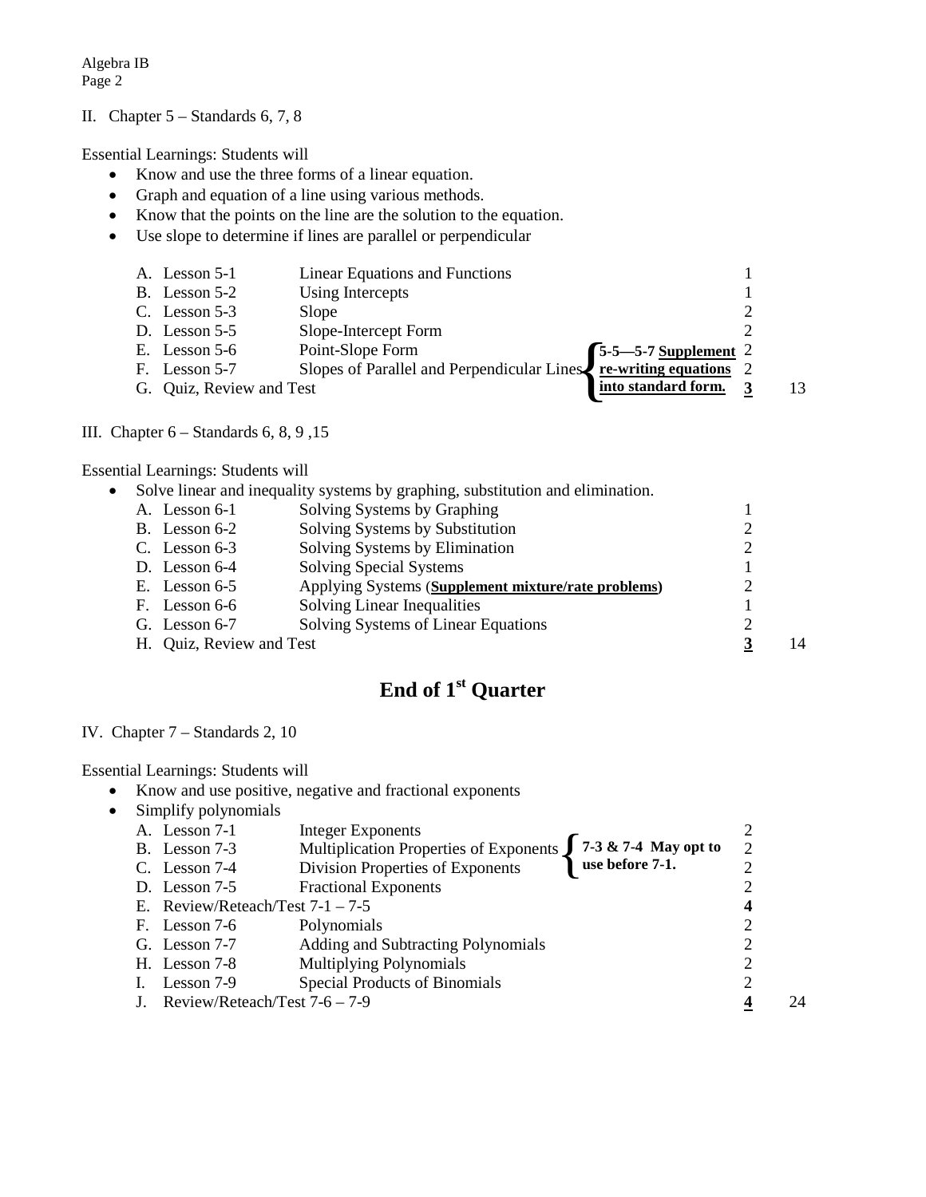II. Chapter 5 – Standards 6, 7, 8

Essential Learnings: Students will

- Know and use the three forms of a linear equation.
- Graph and equation of a line using various methods.
- Know that the points on the line are the solution to the equation.
- Use slope to determine if lines are parallel or perpendicular

| | | | | |
|---|---|---|---|---|
| A. Lesson 5-1 | Linear Equations and Functions | | 1 | |
| B. Lesson 5-2 | Using Intercepts | | 1 | |
| C. Lesson 5-3 | Slope | | 2 | |
| D. Lesson 5-5 | Slope-Intercept Form | | 2 | |
| E. Lesson 5-6 | Point-Slope Form | **5-5—5-7 Supplement** | 2 | |
| F. Lesson 5-7 | Slopes of Parallel and Perpendicular Lines | **re-writing equations** | 2 | |
| G. Quiz, Review and Test | | **into standard form.** | **3** | 13 |

III. Chapter 6 – Standards 6, 8, 9 ,15

Essential Learnings: Students will

- Solve linear and inequality systems by graphing, substitution and elimination.

| | | | |
|---|---|---|---|
| A. Lesson 6-1 | Solving Systems by Graphing | 1 | |
| B. Lesson 6-2 | Solving Systems by Substitution | 2 | |
| C. Lesson 6-3 | Solving Systems by Elimination | 2 | |
| D. Lesson 6-4 | Solving Special Systems | 1 | |
| E. Lesson 6-5 | Applying Systems (**Supplement mixture/rate problems)** | 2 | |
| F. Lesson 6-6 | Solving Linear Inequalities | 1 | |
| G. Lesson 6-7 | Solving Systems of Linear Equations | 2 | |
| H. Quiz, Review and Test | | **3** | 14 |

## End of 1st Quarter

IV. Chapter 7 – Standards 2, 10

Essential Learnings: Students will

- Know and use positive, negative and fractional exponents
- Simplify polynomials

| | | | | |
|---|---|---|---|---|
| A. Lesson 7-1 | Integer Exponents | | 2 | |
| B. Lesson 7-3 | Multiplication Properties of Exponents | **7-3 & 7-4 May opt to** | 2 | |
| C. Lesson 7-4 | Division Properties of Exponents | **use before 7-1.** | 2 | |
| D. Lesson 7-5 | Fractional Exponents | | 2 | |
| E. Review/Reteach/Test 7-1 – 7-5 | | | **4** | |
| F. Lesson 7-6 | Polynomials | | 2 | |
| G. Lesson 7-7 | Adding and Subtracting Polynomials | | 2 | |
| H. Lesson 7-8 | Multiplying Polynomials | | 2 | |
| I. Lesson 7-9 | Special Products of Binomials | | 2 | |
| J. Review/Reteach/Test 7-6 – 7-9 | | | **4** | 24 |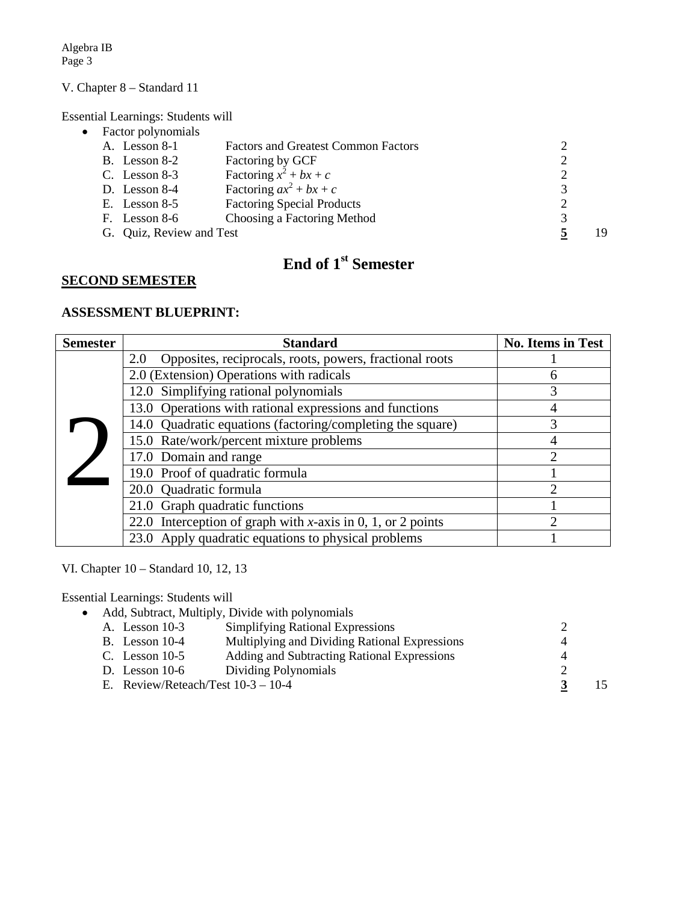V. Chapter 8 – Standard 11

Essential Learnings: Students will

- Factor polynomials
    - A. Lesson 8-1 Factors and Greatest Common Factors 2
    - B. Lesson 8-2 Factoring by GCF 2
    - C. Lesson 8-3 Factoring $x^2 + bx + c$ 2
    - D. Lesson 8-4 Factoring $ax^2 + bx + c$ 3
    - E. Lesson 8-5 Factoring Special Products 2
    - F. Lesson 8-6 Choosing a Factoring Method 3
    - G. Quiz, Review and Test **5** 19

## End of 1st Semester

**SECOND SEMESTER**

### ASSESSMENT BLUEPRINT:

| Semester | Standard | No. Items in Test |
|---|---|---|
| 2 | 2.0 Opposites, reciprocals, roots, powers, fractional roots | 1 |
| | 2.0 (Extension) Operations with radicals | 6 |
| | 12.0 Simplifying rational polynomials | 3 |
| | 13.0 Operations with rational expressions and functions | 4 |
| | 14.0 Quadratic equations (factoring/completing the square) | 3 |
| | 15.0 Rate/work/percent mixture problems | 4 |
| | 17.0 Domain and range | 2 |
| | 19.0 Proof of quadratic formula | 1 |
| | 20.0 Quadratic formula | 2 |
| | 21.0 Graph quadratic functions | 1 |
| | 22.0 Interception of graph with $x$-axis in 0, 1, or 2 points | 2 |
| | 23.0 Apply quadratic equations to physical problems | 1 |

VI. Chapter 10 – Standard 10, 12, 13

Essential Learnings: Students will

- Add, Subtract, Multiply, Divide with polynomials
    - A. Lesson 10-3 Simplifying Rational Expressions 2
    - B. Lesson 10-4 Multiplying and Dividing Rational Expressions 4
    - C. Lesson 10-5 Adding and Subtracting Rational Expressions 4
    - D. Lesson 10-6 Dividing Polynomials 2
    - E. Review/Reteach/Test 10-3 – 10-4 **3** 15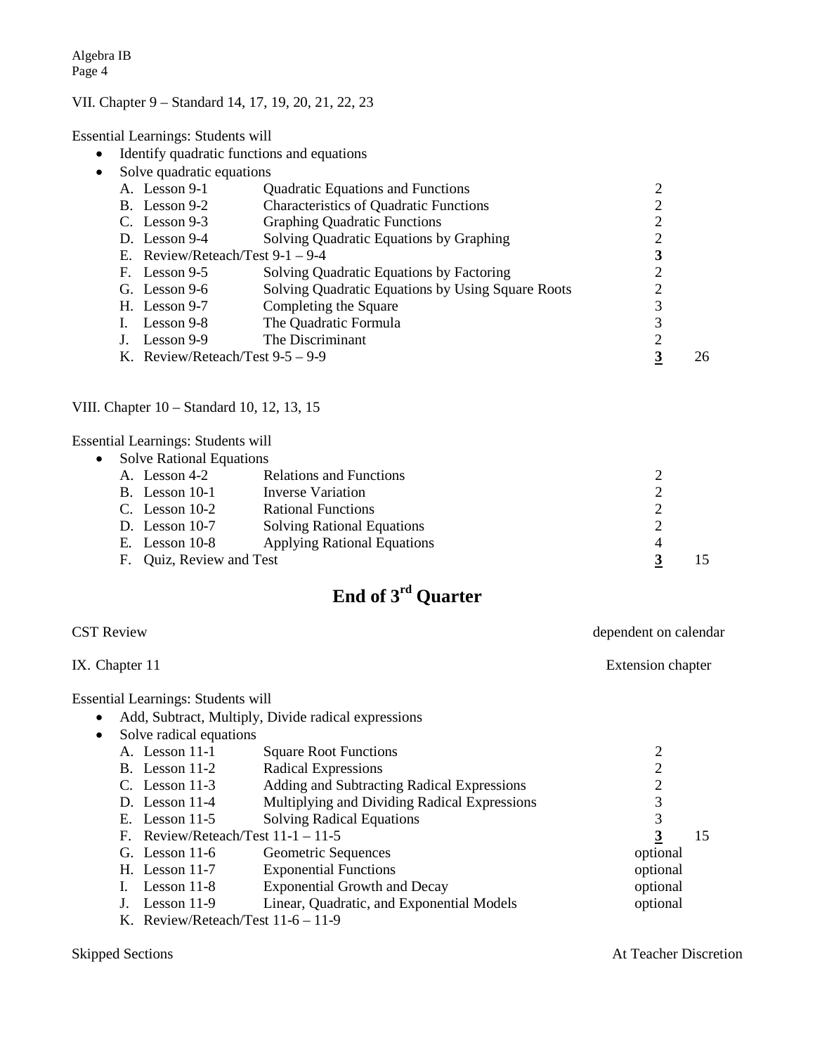VII. Chapter 9 – Standard 14, 17, 19, 20, 21, 22, 23

Essential Learnings: Students will

- Identify quadratic functions and equations
- Solve quadratic equations

| | | | |
|---|---|---|---|
| A. Lesson 9-1 | Quadratic Equations and Functions | 2 | |
| B. Lesson 9-2 | Characteristics of Quadratic Functions | 2 | |
| C. Lesson 9-3 | Graphing Quadratic Functions | 2 | |
| D. Lesson 9-4 | Solving Quadratic Equations by Graphing | 2 | |
| E. Review/Reteach/Test 9-1 – 9-4 | | **3** | |
| F. Lesson 9-5 | Solving Quadratic Equations by Factoring | 2 | |
| G. Lesson 9-6 | Solving Quadratic Equations by Using Square Roots | 2 | |
| H. Lesson 9-7 | Completing the Square | 3 | |
| I. Lesson 9-8 | The Quadratic Formula | 3 | |
| J. Lesson 9-9 | The Discriminant | 2 | |
| K. Review/Reteach/Test 9-5 – 9-9 | | **3** | 26 |

VIII. Chapter 10 – Standard 10, 12, 13, 15

Essential Learnings: Students will

- Solve Rational Equations

| | | | |
|---|---|---|---|
| A. Lesson 4-2 | Relations and Functions | 2 | |
| B. Lesson 10-1 | Inverse Variation | 2 | |
| C. Lesson 10-2 | Rational Functions | 2 | |
| D. Lesson 10-7 | Solving Rational Equations | 2 | |
| E. Lesson 10-8 | Applying Rational Equations | 4 | |
| F. Quiz, Review and Test | | **3** | 15 |

## End of 3rd Quarter

CST Review — dependent on calendar

IX. Chapter 11 — Extension chapter

Essential Learnings: Students will

- Add, Subtract, Multiply, Divide radical expressions
- Solve radical equations

| | | | |
|---|---|---|---|
| A. Lesson 11-1 | Square Root Functions | 2 | |
| B. Lesson 11-2 | Radical Expressions | 2 | |
| C. Lesson 11-3 | Adding and Subtracting Radical Expressions | 2 | |
| D. Lesson 11-4 | Multiplying and Dividing Radical Expressions | 3 | |
| E. Lesson 11-5 | Solving Radical Equations | 3 | |
| F. Review/Reteach/Test 11-1 – 11-5 | | **3** | 15 |
| G. Lesson 11-6 | Geometric Sequences | optional | |
| H. Lesson 11-7 | Exponential Functions | optional | |
| I. Lesson 11-8 | Exponential Growth and Decay | optional | |
| J. Lesson 11-9 | Linear, Quadratic, and Exponential Models | optional | |
| K. Review/Reteach/Test 11-6 – 11-9 | | | |

Skipped Sections — At Teacher Discretion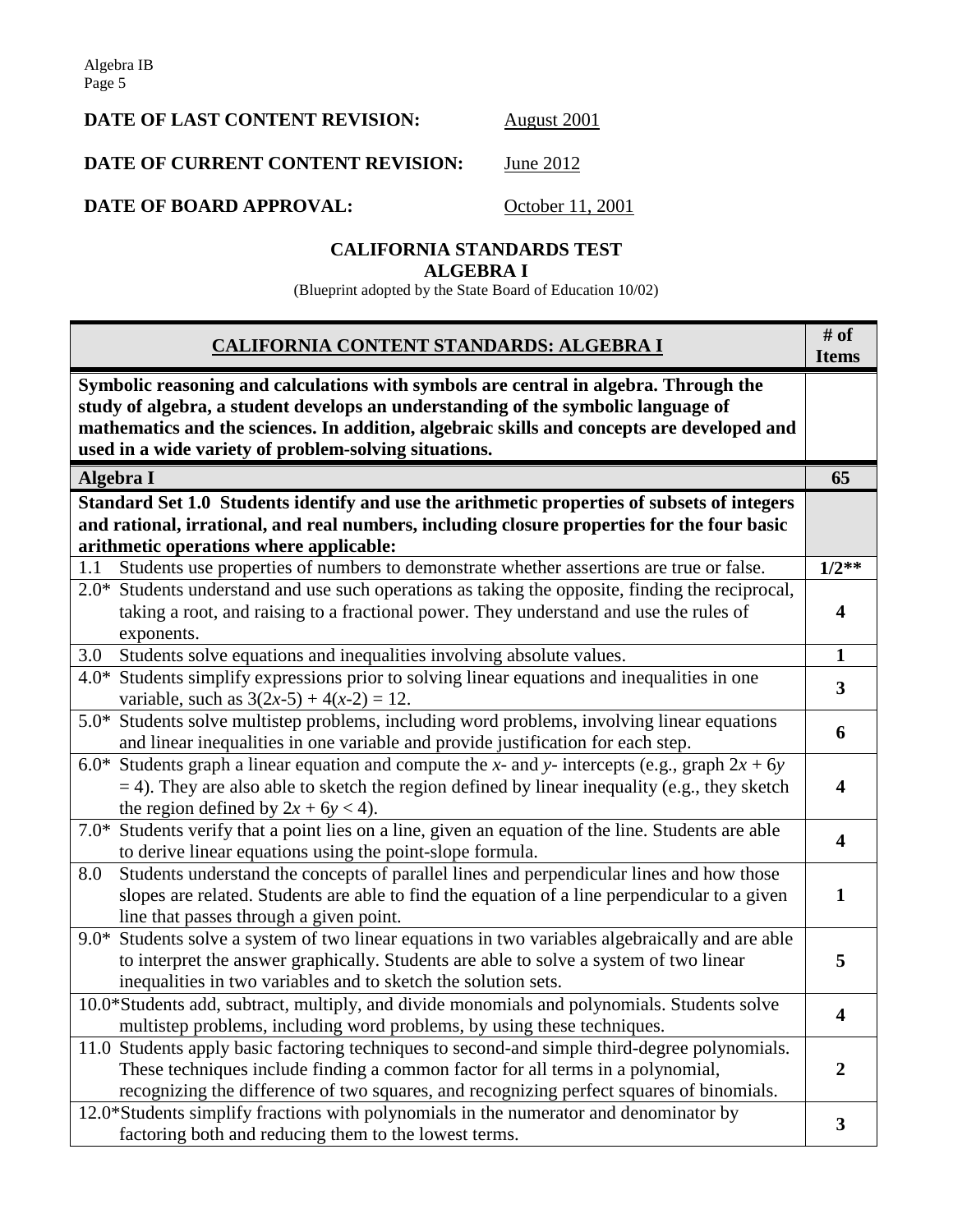**DATE OF LAST CONTENT REVISION:** August 2001

**DATE OF CURRENT CONTENT REVISION:** June 2012

**DATE OF BOARD APPROVAL:** October 11, 2001

## CALIFORNIA STANDARDS TEST
## ALGEBRA I

(Blueprint adopted by the State Board of Education 10/02)

| CALIFORNIA CONTENT STANDARDS: ALGEBRA I | # of Items |
|---|---|
| **Symbolic reasoning and calculations with symbols are central in algebra. Through the study of algebra, a student develops an understanding of the symbolic language of mathematics and the sciences. In addition, algebraic skills and concepts are developed and used in a wide variety of problem-solving situations.** | |
| **Algebra I** | **65** |
| **Standard Set 1.0 Students identify and use the arithmetic properties of subsets of integers and rational, irrational, and real numbers, including closure properties for the four basic arithmetic operations where applicable:** | |
| 1.1 Students use properties of numbers to demonstrate whether assertions are true or false. | **1/2**** |
| 2.0* Students understand and use such operations as taking the opposite, finding the reciprocal, taking a root, and raising to a fractional power. They understand and use the rules of exponents. | **4** |
| 3.0 Students solve equations and inequalities involving absolute values. | **1** |
| 4.0* Students simplify expressions prior to solving linear equations and inequalities in one variable, such as $3(2x-5) + 4(x-2) = 12$. | **3** |
| 5.0* Students solve multistep problems, including word problems, involving linear equations and linear inequalities in one variable and provide justification for each step. | **6** |
| 6.0* Students graph a linear equation and compute the $x$- and $y$- intercepts (e.g., graph $2x + 6y = 4$). They are also able to sketch the region defined by linear inequality (e.g., they sketch the region defined by $2x + 6y < 4$). | **4** |
| 7.0* Students verify that a point lies on a line, given an equation of the line. Students are able to derive linear equations using the point-slope formula. | **4** |
| 8.0 Students understand the concepts of parallel lines and perpendicular lines and how those slopes are related. Students are able to find the equation of a line perpendicular to a given line that passes through a given point. | **1** |
| 9.0* Students solve a system of two linear equations in two variables algebraically and are able to interpret the answer graphically. Students are able to solve a system of two linear inequalities in two variables and to sketch the solution sets. | **5** |
| 10.0*Students add, subtract, multiply, and divide monomials and polynomials. Students solve multistep problems, including word problems, by using these techniques. | **4** |
| 11.0 Students apply basic factoring techniques to second-and simple third-degree polynomials. These techniques include finding a common factor for all terms in a polynomial, recognizing the difference of two squares, and recognizing perfect squares of binomials. | **2** |
| 12.0*Students simplify fractions with polynomials in the numerator and denominator by factoring both and reducing them to the lowest terms. | **3** |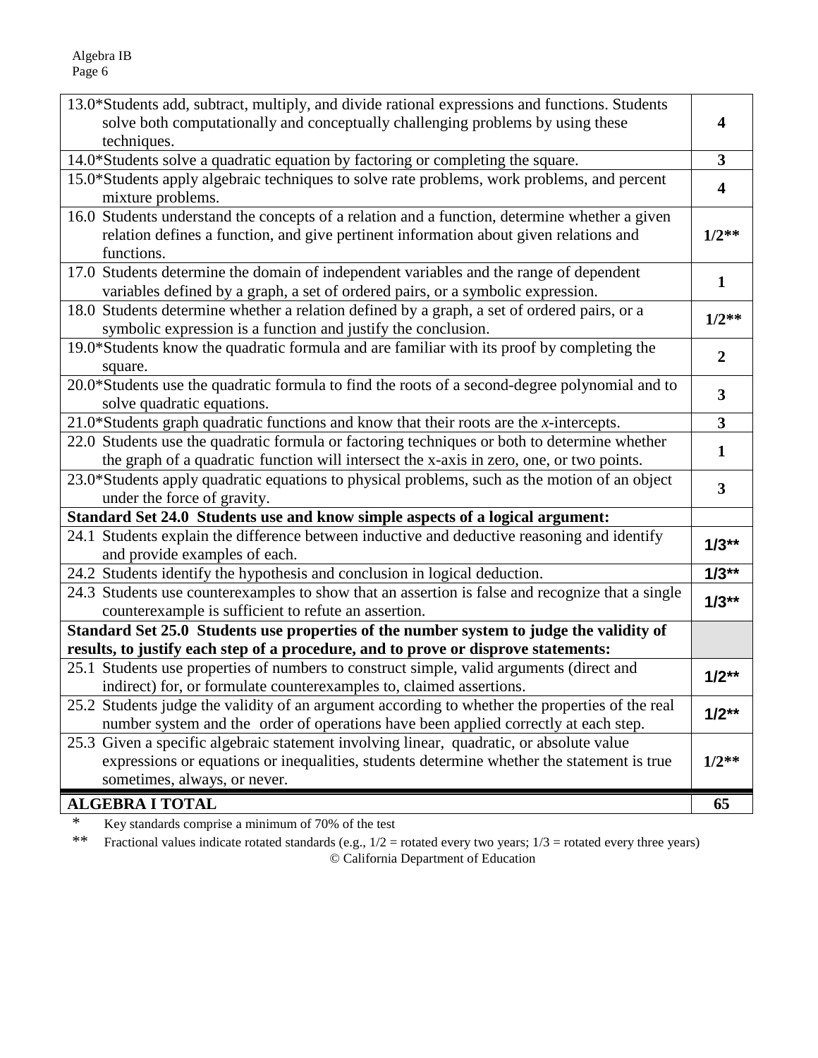| | |
|---|---|
| 13.0*Students add, subtract, multiply, and divide rational expressions and functions. Students solve both computationally and conceptually challenging problems by using these techniques. | **4** |
| 14.0*Students solve a quadratic equation by factoring or completing the square. | **3** |
| 15.0*Students apply algebraic techniques to solve rate problems, work problems, and percent mixture problems. | **4** |
| 16.0 Students understand the concepts of a relation and a function, determine whether a given relation defines a function, and give pertinent information about given relations and functions. | **1/2**** |
| 17.0 Students determine the domain of independent variables and the range of dependent variables defined by a graph, a set of ordered pairs, or a symbolic expression. | **1** |
| 18.0 Students determine whether a relation defined by a graph, a set of ordered pairs, or a symbolic expression is a function and justify the conclusion. | **1/2**** |
| 19.0*Students know the quadratic formula and are familiar with its proof by completing the square. | **2** |
| 20.0*Students use the quadratic formula to find the roots of a second-degree polynomial and to solve quadratic equations. | **3** |
| 21.0*Students graph quadratic functions and know that their roots are the *x*-intercepts. | **3** |
| 22.0 Students use the quadratic formula or factoring techniques or both to determine whether the graph of a quadratic function will intersect the x-axis in zero, one, or two points. | **1** |
| 23.0*Students apply quadratic equations to physical problems, such as the motion of an object under the force of gravity. | **3** |
| **Standard Set 24.0 Students use and know simple aspects of a logical argument:** | |
| 24.1 Students explain the difference between inductive and deductive reasoning and identify and provide examples of each. | **1/3**** |
| 24.2 Students identify the hypothesis and conclusion in logical deduction. | **1/3**** |
| 24.3 Students use counterexamples to show that an assertion is false and recognize that a single counterexample is sufficient to refute an assertion. | **1/3**** |
| **Standard Set 25.0 Students use properties of the number system to judge the validity of results, to justify each step of a procedure, and to prove or disprove statements:** | |
| 25.1 Students use properties of numbers to construct simple, valid arguments (direct and indirect) for, or formulate counterexamples to, claimed assertions. | **1/2**** |
| 25.2 Students judge the validity of an argument according to whether the properties of the real number system and the order of operations have been applied correctly at each step. | **1/2**** |
| 25.3 Given a specific algebraic statement involving linear, quadratic, or absolute value expressions or equations or inequalities, students determine whether the statement is true sometimes, always, or never. | **1/2**** |
| **ALGEBRA I TOTAL** | **65** |

\* Key standards comprise a minimum of 70% of the test

** Fractional values indicate rotated standards (e.g., 1/2 = rotated every two years; 1/3 = rotated every three years)

© California Department of Education